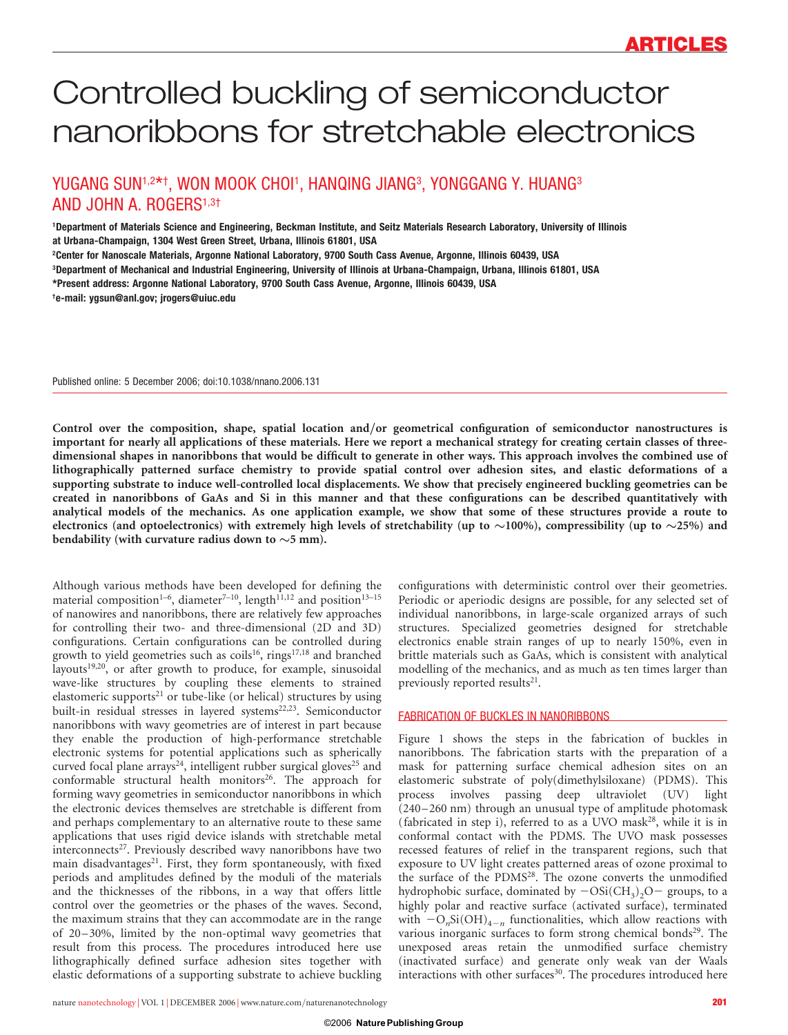# Controlled buckling of semiconductor nanoribbons for stretchable electronics

## YUGANG SUN[1,2*†], WON MOOK CHOI[1], HANQING JIANG[3], YONGGANG Y. HUANG[3] AND JOHN A. ROGERS[1,3†]

[1]Department of Materials Science and Engineering, Beckman Institute, and Seitz Materials Research Laboratory, University of Illinois at Urbana-Champaign, 1304 West Green Street, Urbana, Illinois 61801, USA

[2]Center for Nanoscale Materials, Argonne National Laboratory, 9700 South Cass Avenue, Argonne, Illinois 60439, USA

[3]Department of Mechanical and Industrial Engineering, University of Illinois at Urbana-Champaign, Urbana, Illinois 61801, USA

*Present address: Argonne National Laboratory, 9700 South Cass Avenue, Argonne, Illinois 60439, USA

†e-mail: ygsun@anl.gov; jrogers@uiuc.edu

Published online: 5 December 2006; doi:10.1038/nnano.2006.131

**Control over the composition, shape, spatial location and/or geometrical configuration of semiconductor nanostructures is important for nearly all applications of these materials. Here we report a mechanical strategy for creating certain classes of three-dimensional shapes in nanoribbons that would be difficult to generate in other ways. This approach involves the combined use of lithographically patterned surface chemistry to provide spatial control over adhesion sites, and elastic deformations of a supporting substrate to induce well-controlled local displacements. We show that precisely engineered buckling geometries can be created in nanoribbons of GaAs and Si in this manner and that these configurations can be described quantitatively with analytical models of the mechanics. As one application example, we show that some of these structures provide a route to electronics (and optoelectronics) with extremely high levels of stretchability (up to ~100%), compressibility (up to ~25%) and bendability (with curvature radius down to ~5 mm).**

Although various methods have been developed for defining the material composition[1–6], diameter[7–10], length[11,12] and position[13–15] of nanowires and nanoribbons, there are relatively few approaches for controlling their two- and three-dimensional (2D and 3D) configurations. Certain configurations can be controlled during growth to yield geometries such as coils[16], rings[17,18] and branched layouts[19,20], or after growth to produce, for example, sinusoidal wave-like structures by coupling these elements to strained elastomeric supports[21] or tube-like (or helical) structures by using built-in residual stresses in layered systems[22,23]. Semiconductor nanoribbons with wavy geometries are of interest in part because they enable the production of high-performance stretchable electronic systems for potential applications such as spherically curved focal plane arrays[24], intelligent rubber surgical gloves[25] and conformable structural health monitors[26]. The approach for forming wavy geometries in semiconductor nanoribbons in which the electronic devices themselves are stretchable is different from and perhaps complementary to an alternative route to these same applications that uses rigid device islands with stretchable metal interconnects[27]. Previously described wavy nanoribbons have two main disadvantages[21]. First, they form spontaneously, with fixed periods and amplitudes defined by the moduli of the materials and the thicknesses of the ribbons, in a way that offers little control over the geometries or the phases of the waves. Second, the maximum strains that they can accommodate are in the range of 20–30%, limited by the non-optimal wavy geometries that result from this process. The procedures introduced here use lithographically defined surface adhesion sites together with elastic deformations of a supporting substrate to achieve buckling configurations with deterministic control over their geometries. Periodic or aperiodic designs are possible, for any selected set of individual nanoribbons, in large-scale organized arrays of such structures. Specialized geometries designed for stretchable electronics enable strain ranges of up to nearly 150%, even in brittle materials such as GaAs, which is consistent with analytical modelling of the mechanics, and as much as ten times larger than previously reported results[21].

## FABRICATION OF BUCKLES IN NANORIBBONS

Figure 1 shows the steps in the fabrication of buckles in nanoribbons. The fabrication starts with the preparation of a mask for patterning surface chemical adhesion sites on an elastomeric substrate of poly(dimethylsiloxane) (PDMS). This process involves passing deep ultraviolet (UV) light (240–260 nm) through an unusual type of amplitude photomask (fabricated in step i), referred to as a UVO mask[28], while it is in conformal contact with the PDMS. The UVO mask possesses recessed features of relief in the transparent regions, such that exposure to UV light creates patterned areas of ozone proximal to the surface of the PDMS[28]. The ozone converts the unmodified hydrophobic surface, dominated by $-OSi(CH_3)_2O-$ groups, to a highly polar and reactive surface (activated surface), terminated with $-O_nSi(OH)_{4-n}$ functionalities, which allow reactions with various inorganic surfaces to form strong chemical bonds[29]. The unexposed areas retain the unmodified surface chemistry (inactivated surface) and generate only weak van der Waals interactions with other surfaces[30]. The procedures introduced here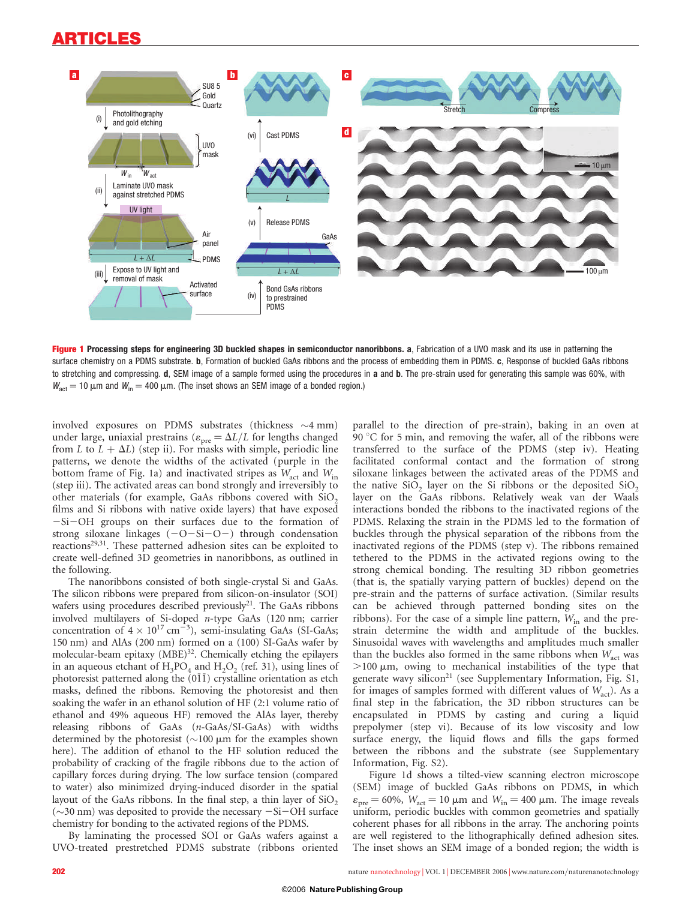**Figure 1 Processing steps for engineering 3D buckled shapes in semiconductor nanoribbons.** **a**, Fabrication of a UVO mask and its use in patterning the surface chemistry on a PDMS substrate. **b**, Formation of buckled GaAs ribbons and the process of embedding them in PDMS. **c**, Response of buckled GaAs ribbons to stretching and compressing. **d**, SEM image of a sample formed using the procedures in **a** and **b**. The pre-strain used for generating this sample was 60%, with $W_{act} = 10$ μm and $W_{in} = 400$ μm. (The inset shows an SEM image of a bonded region.)

involved exposures on PDMS substrates (thickness ~4 mm) under large, uniaxial prestrains ($\varepsilon_{pre} = \Delta L/L$ for lengths changed from $L$ to $L + \Delta L$) (step ii). For masks with simple, periodic line patterns, we denote the widths of the activated (purple in the bottom frame of Fig. 1a) and inactivated stripes as $W_{act}$ and $W_{in}$ (step iii). The activated areas can bond strongly and irreversibly to other materials (for example, GaAs ribbons covered with $SiO_2$ films and Si ribbons with native oxide layers) that have exposed $-Si-OH$ groups on their surfaces due to the formation of strong siloxane linkages ($-O-Si-O-$) through condensation reactions[29,31]. These patterned adhesion sites can be exploited to create well-defined 3D geometries in nanoribbons, as outlined in the following.

The nanoribbons consisted of both single-crystal Si and GaAs. The silicon ribbons were prepared from silicon-on-insulator (SOI) wafers using procedures described previously[21]. The GaAs ribbons involved multilayers of Si-doped $n$-type GaAs (120 nm; carrier concentration of $4 \times 10^{17}$ cm$^{-3}$), semi-insulating GaAs (SI-GaAs; 150 nm) and AlAs (200 nm) formed on a (100) SI-GaAs wafer by molecular-beam epitaxy (MBE)[32]. Chemically etching the epilayers in an aqueous etchant of $H_3PO_4$ and $H_2O_2$ (ref. 31), using lines of photoresist patterned along the $(0\bar{1}\bar{1})$ crystalline orientation as etch masks, defined the ribbons. Removing the photoresist and then soaking the wafer in an ethanol solution of HF (2:1 volume ratio of ethanol and 49% aqueous HF) removed the AlAs layer, thereby releasing ribbons of GaAs ($n$-GaAs/SI-GaAs) with widths determined by the photoresist (~100 μm for the examples shown here). The addition of ethanol to the HF solution reduced the probability of cracking of the fragile ribbons due to the action of capillary forces during drying. The low surface tension (compared to water) also minimized drying-induced disorder in the spatial layout of the GaAs ribbons. In the final step, a thin layer of $SiO_2$ (~30 nm) was deposited to provide the necessary $-Si-OH$ surface chemistry for bonding to the activated regions of the PDMS.

By laminating the processed SOI or GaAs wafers against a UVO-treated prestretched PDMS substrate (ribbons oriented parallel to the direction of pre-strain), baking in an oven at 90 °C for 5 min, and removing the wafer, all of the ribbons were transferred to the surface of the PDMS (step iv). Heating facilitated conformal contact and the formation of strong siloxane linkages between the activated areas of the PDMS and the native $SiO_2$ layer on the Si ribbons or the deposited $SiO_2$ layer on the GaAs ribbons. Relatively weak van der Waals interactions bonded the ribbons to the inactivated regions of the PDMS. Relaxing the strain in the PDMS led to the formation of buckles through the physical separation of the ribbons from the inactivated regions of the PDMS (step v). The ribbons remained tethered to the PDMS in the activated regions owing to the strong chemical bonding. The resulting 3D ribbon geometries (that is, the spatially varying pattern of buckles) depend on the pre-strain and the patterns of surface activation. (Similar results can be achieved through patterned bonding sites on the ribbons.) For the case of a simple line pattern, $W_{in}$ and the pre-strain determine the width and amplitude of the buckles. Sinusoidal waves with wavelengths and amplitudes much smaller than the buckles also formed in the same ribbons when $W_{act}$ was >100 μm, owing to mechanical instabilities of the type that generate wavy silicon[21] (see Supplementary Information, Fig. S1, for images of samples formed with different values of $W_{act}$). As a final step in the fabrication, the 3D ribbon structures can be encapsulated in PDMS by casting and curing a liquid prepolymer (step vi). Because of its low viscosity and low surface energy, the liquid flows and fills the gaps formed between the ribbons and the substrate (see Supplementary Information, Fig. S2).

Figure 1d shows a tilted-view scanning electron microscope (SEM) image of buckled GaAs ribbons on PDMS, in which $\varepsilon_{pre} = 60\%$, $W_{act} = 10$ μm and $W_{in} = 400$ μm. The image reveals uniform, periodic buckles with common geometries and spatially coherent phases for all ribbons in the array. The anchoring points are well registered to the lithographically defined adhesion sites. The inset shows an SEM image of a bonded region; the width is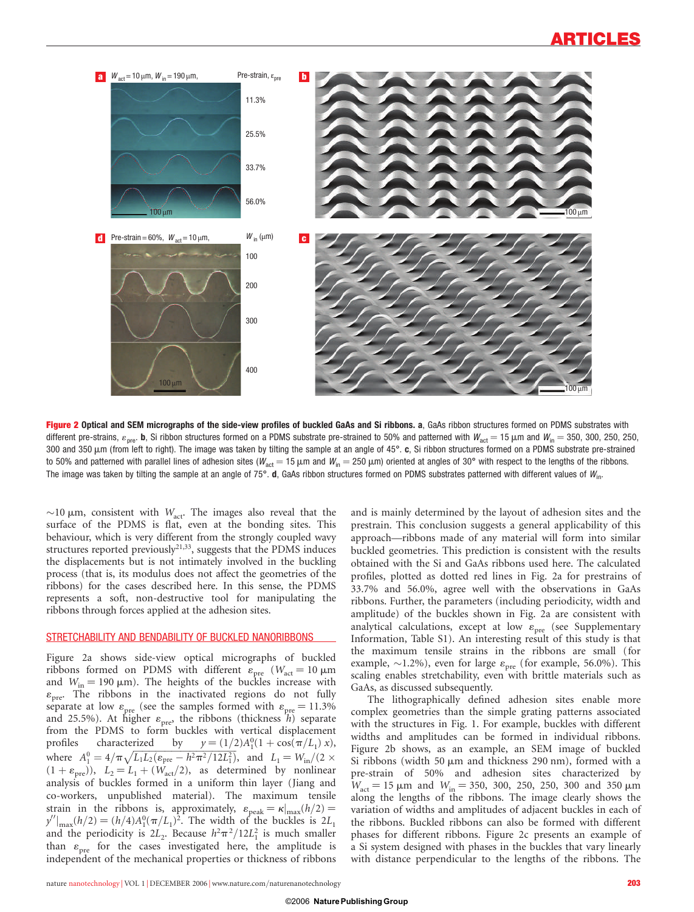**Figure 2** **Optical and SEM micrographs of the side-view profiles of buckled GaAs and Si ribbons. a**, GaAs ribbon structures formed on PDMS substrates with different pre-strains, $\varepsilon_{pre}$. **b**, Si ribbon structures formed on a PDMS substrate pre-strained to 50% and patterned with $W_{act} = 15$ µm and $W_{in} = 350$, 300, 250, 250, 300 and 350 µm (from left to right). The image was taken by tilting the sample at an angle of 45°. **c**, Si ribbon structures formed on a PDMS substrate pre-strained to 50% and patterned with parallel lines of adhesion sites ($W_{act} = 15$ µm and $W_{in} = 250$ µm) oriented at angles of 30° with respect to the lengths of the ribbons. The image was taken by tilting the sample at an angle of 75°. **d**, GaAs ribbon structures formed on PDMS substrates patterned with different values of $W_{in}$.

~10 µm, consistent with $W_{act}$. The images also reveal that the surface of the PDMS is flat, even at the bonding sites. This behaviour, which is very different from the strongly coupled wavy structures reported previously[21,33], suggests that the PDMS induces the displacements but is not intimately involved in the buckling process (that is, its modulus does not affect the geometries of the ribbons) for the cases described here. In this sense, the PDMS represents a soft, non-destructive tool for manipulating the ribbons through forces applied at the adhesion sites.

## STRETCHABILITY AND BENDABILITY OF BUCKLED NANORIBBONS

Figure 2a shows side-view optical micrographs of buckled ribbons formed on PDMS with different $\varepsilon_{pre}$ ($W_{act} = 10$ µm and $W_{in} = 190$ µm). The heights of the buckles increase with $\varepsilon_{pre}$. The ribbons in the inactivated regions do not fully separate at low $\varepsilon_{pre}$ (see the samples formed with $\varepsilon_{pre} = 11.3\%$ and 25.5%). At higher $\varepsilon_{pre}$, the ribbons (thickness $h$) separate from the PDMS to form buckles with vertical displacement profiles characterized by $y = (1/2)A_1^0(1 + \cos(\pi/L_1)\,x)$, where $A_1^0 = 4/\pi\sqrt{L_1L_2(\varepsilon_{pre} - h^2\pi^2/12L_1^2)}$, and $L_1 = W_{in}/(2 \times (1 + \varepsilon_{pre}))$, $L_2 = L_1 + (W_{act}/2)$, as determined by nonlinear analysis of buckles formed in a uniform thin layer (Jiang and co-workers, unpublished material). The maximum tensile strain in the ribbons is, approximately, $\varepsilon_{peak} = \kappa|_{max}(h/2) = y''|_{max}(h/2) = (h/4)A_1^0(\pi/L_1)^2$. The width of the buckles is $2L_1$ and the periodicity is $2L_2$. Because $h^2\pi^2/12L_1^2$ is much smaller than $\varepsilon_{pre}$ for the cases investigated here, the amplitude is independent of the mechanical properties or thickness of ribbons and is mainly determined by the layout of adhesion sites and the prestrain. This conclusion suggests a general applicability of this approach—ribbons made of any material will form into similar buckled geometries. This prediction is consistent with the results obtained with the Si and GaAs ribbons used here. The calculated profiles, plotted as dotted red lines in Fig. 2a for prestrains of 33.7% and 56.0%, agree well with the observations in GaAs ribbons. Further, the parameters (including periodicity, width and amplitude) of the buckles shown in Fig. 2a are consistent with analytical calculations, except at low $\varepsilon_{pre}$ (see Supplementary Information, Table S1). An interesting result of this study is that the maximum tensile strains in the ribbons are small (for example, ~1.2%), even for large $\varepsilon_{pre}$ (for example, 56.0%). This scaling enables stretchability, even with brittle materials such as GaAs, as discussed subsequently.

The lithographically defined adhesion sites enable more complex geometries than the simple grating patterns associated with the structures in Fig. 1. For example, buckles with different widths and amplitudes can be formed in individual ribbons. Figure 2b shows, as an example, an SEM image of buckled Si ribbons (width 50 µm and thickness 290 nm), formed with a pre-strain of 50% and adhesion sites characterized by $W_{act} = 15$ µm and $W_{in} = 350$, 300, 250, 250, 300 and 350 µm along the lengths of the ribbons. The image clearly shows the variation of widths and amplitudes of adjacent buckles in each of the ribbons. Buckled ribbons can also be formed with different phases for different ribbons. Figure 2c presents an example of a Si system designed with phases in the buckles that vary linearly with distance perpendicular to the lengths of the ribbons. The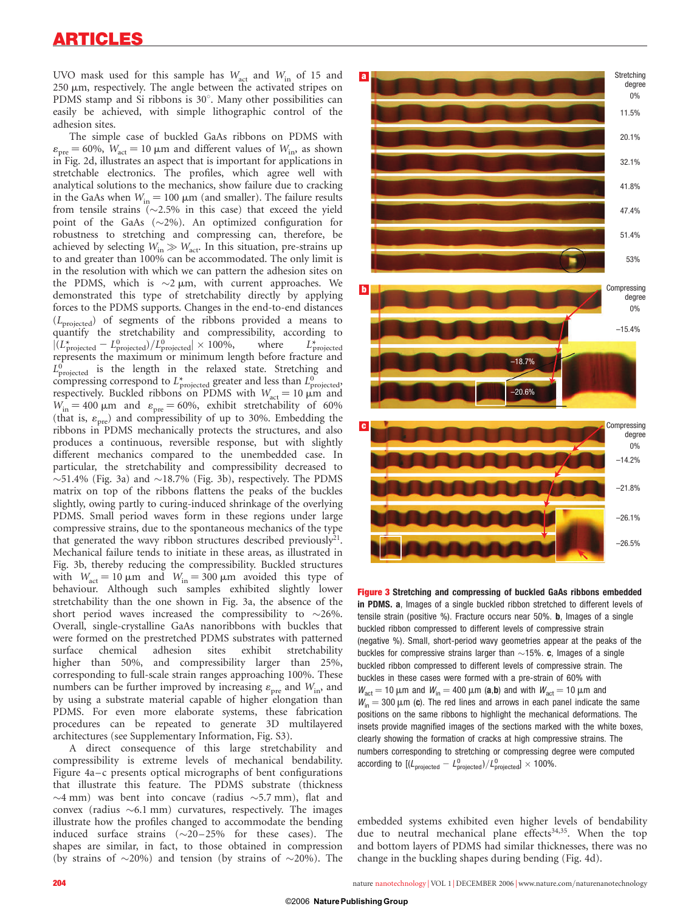UVO mask used for this sample has $W_{act}$ and $W_{in}$ of 15 and 250 μm, respectively. The angle between the activated stripes on PDMS stamp and Si ribbons is 30°. Many other possibilities can easily be achieved, with simple lithographic control of the adhesion sites.

The simple case of buckled GaAs ribbons on PDMS with $\varepsilon_{pre} = 60\%$, $W_{act} = 10$ μm and different values of $W_{in}$, as shown in Fig. 2d, illustrates an aspect that is important for applications in stretchable electronics. The profiles, which agree well with analytical solutions to the mechanics, show failure due to cracking in the GaAs when $W_{in} = 100$ μm (and smaller). The failure results from tensile strains (~2.5% in this case) that exceed the yield point of the GaAs (~2%). An optimized configuration for robustness to stretching and compressing can, therefore, be achieved by selecting $W_{in} \gg W_{act}$. In this situation, pre-strains up to and greater than 100% can be accommodated. The only limit is in the resolution with which we can pattern the adhesion sites on the PDMS, which is ~2 μm, with current approaches. We demonstrated this type of stretchability directly by applying forces to the PDMS supports. Changes in the end-to-end distances ($L_{projected}$) of segments of the ribbons provided a means to quantify the stretchability and compressibility, according to $|(L^*_{projected} - L^0_{projected})/L^0_{projected}| \times 100\%$, where $L^*_{projected}$ represents the maximum or minimum length before fracture and $L^0_{projected}$ is the length in the relaxed state. Stretching and compressing correspond to $L^*_{projected}$ greater and less than $L^0_{projected}$, respectively. Buckled ribbons on PDMS with $W_{act} = 10$ μm and $W_{in} = 400$ μm and $\varepsilon_{pre} = 60\%$, exhibit stretchability of 60% (that is, $\varepsilon_{pre}$) and compressibility of up to 30%. Embedding the ribbons in PDMS mechanically protects the structures, and also produces a continuous, reversible response, but with slightly different mechanics compared to the unembedded case. In particular, the stretchability and compressibility decreased to ~51.4% (Fig. 3a) and ~18.7% (Fig. 3b), respectively. The PDMS matrix on top of the ribbons flattens the peaks of the buckles slightly, owing partly to curing-induced shrinkage of the overlying PDMS. Small period waves form in these regions under large compressive strains, due to the spontaneous mechanics of the type that generated the wavy ribbon structures described previously[21]. Mechanical failure tends to initiate in these areas, as illustrated in Fig. 3b, thereby reducing the compressibility. Buckled structures with $W_{act} = 10$ μm and $W_{in} = 300$ μm avoided this type of behaviour. Although such samples exhibited slightly lower stretchability than the one shown in Fig. 3a, the absence of the short period waves increased the compressibility to ~26%. Overall, single-crystalline GaAs nanoribbons with buckles that were formed on the prestretched PDMS substrates with patterned surface chemical adhesion sites exhibit stretchability higher than 50%, and compressibility larger than 25%, corresponding to full-scale strain ranges approaching 100%. These numbers can be further improved by increasing $\varepsilon_{pre}$ and $W_{in}$, and by using a substrate material capable of higher elongation than PDMS. For even more elaborate systems, these fabrication procedures can be repeated to generate 3D multilayered architectures (see Supplementary Information, Fig. S3).

A direct consequence of this large stretchability and compressibility is extreme levels of mechanical bendability. Figure 4a–c presents optical micrographs of bent configurations that illustrate this feature. The PDMS substrate (thickness ~4 mm) was bent into concave (radius ~5.7 mm), flat and convex (radius ~6.1 mm) curvatures, respectively. The images illustrate how the profiles changed to accommodate the bending induced surface strains (~20–25% for these cases). The shapes are similar, in fact, to those obtained in compression (by strains of ~20%) and tension (by strains of ~20%). The embedded systems exhibited even higher levels of bendability due to neutral mechanical plane effects[34,35]. When the top and bottom layers of PDMS had similar thicknesses, there was no change in the buckling shapes during bending (Fig. 4d).

**Figure 3 Stretching and compressing of buckled GaAs ribbons embedded in PDMS. a**, Images of a single buckled ribbon stretched to different levels of tensile strain (positive %). Fracture occurs near 50%. **b**, Images of a single buckled ribbon compressed to different levels of compressive strain (negative %). Small, short-period wavy geometries appear at the peaks of the buckles for compressive strains larger than ~15%. **c**, Images of a single buckled ribbon compressed to different levels of compressive strain. The buckles in these cases were formed with a pre-strain of 60% with $W_{act} = 10$ μm and $W_{in} = 400$ μm (**a**,**b**) and with $W_{act} = 10$ μm and $W_{in} = 300$ μm (**c**). The red lines and arrows in each panel indicate the same positions on the same ribbons to highlight the mechanical deformations. The insets provide magnified images of the sections marked with the white boxes, clearly showing the formation of cracks at high compressive strains. The numbers corresponding to stretching or compressing degree were computed according to $[(L_{projected} - L^0_{projected})/L^0_{projected}] \times 100\%$.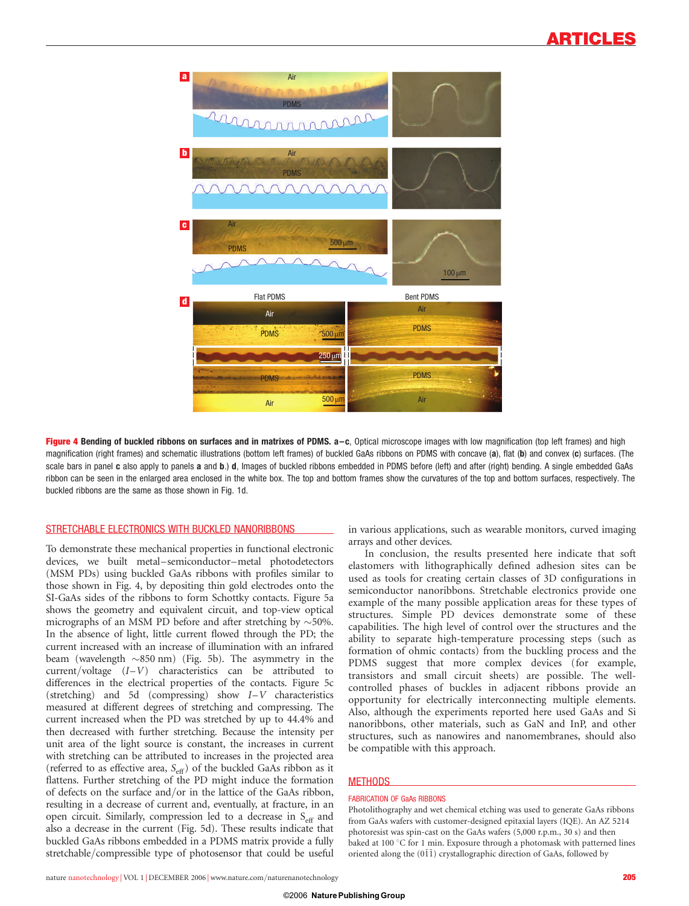**Figure 4 Bending of buckled ribbons on surfaces and in matrixes of PDMS. a–c**, Optical microscope images with low magnification (top left frames) and high magnification (right frames) and schematic illustrations (bottom left frames) of buckled GaAs ribbons on PDMS with concave (**a**), flat (**b**) and convex (**c**) surfaces. (The scale bars in panel **c** also apply to panels **a** and **b**.) **d**, Images of buckled ribbons embedded in PDMS before (left) and after (right) bending. A single embedded GaAs ribbon can be seen in the enlarged area enclosed in the white box. The top and bottom frames show the curvatures of the top and bottom surfaces, respectively. The buckled ribbons are the same as those shown in Fig. 1d.

## STRETCHABLE ELECTRONICS WITH BUCKLED NANORIBBONS

To demonstrate these mechanical properties in functional electronic devices, we built metal–semiconductor–metal photodetectors (MSM PDs) using buckled GaAs ribbons with profiles similar to those shown in Fig. 4, by depositing thin gold electrodes onto the SI-GaAs sides of the ribbons to form Schottky contacts. Figure 5a shows the geometry and equivalent circuit, and top-view optical micrographs of an MSM PD before and after stretching by ~50%. In the absence of light, little current flowed through the PD; the current increased with an increase of illumination with an infrared beam (wavelength ~850 nm) (Fig. 5b). The asymmetry in the current/voltage ($I$–$V$) characteristics can be attributed to differences in the electrical properties of the contacts. Figure 5c (stretching) and 5d (compressing) show $I$–$V$ characteristics measured at different degrees of stretching and compressing. The current increased when the PD was stretched by up to 44.4% and then decreased with further stretching. Because the intensity per unit area of the light source is constant, the increases in current with stretching can be attributed to increases in the projected area (referred to as effective area, $S_{\mathrm{eff}}$) of the buckled GaAs ribbon as it flattens. Further stretching of the PD might induce the formation of defects on the surface and/or in the lattice of the GaAs ribbon, resulting in a decrease of current and, eventually, at fracture, in an open circuit. Similarly, compression led to a decrease in $S_{\mathrm{eff}}$ and also a decrease in the current (Fig. 5d). These results indicate that buckled GaAs ribbons embedded in a PDMS matrix provide a fully stretchable/compressible type of photosensor that could be useful in various applications, such as wearable monitors, curved imaging arrays and other devices.

In conclusion, the results presented here indicate that soft elastomers with lithographically defined adhesion sites can be used as tools for creating certain classes of 3D configurations in semiconductor nanoribbons. Stretchable electronics provide one example of the many possible application areas for these types of structures. Simple PD devices demonstrate some of these capabilities. The high level of control over the structures and the ability to separate high-temperature processing steps (such as formation of ohmic contacts) from the buckling process and the PDMS suggest that more complex devices (for example, transistors and small circuit sheets) are possible. The well-controlled phases of buckles in adjacent ribbons provide an opportunity for electrically interconnecting multiple elements. Also, although the experiments reported here used GaAs and Si nanoribbons, other materials, such as GaN and InP, and other structures, such as nanowires and nanomembranes, should also be compatible with this approach.

## METHODS

### FABRICATION OF GaAs RIBBONS

Photolithography and wet chemical etching was used to generate GaAs ribbons from GaAs wafers with customer-designed epitaxial layers (IQE). An AZ 5214 photoresist was spin-cast on the GaAs wafers (5,000 r.p.m., 30 s) and then baked at 100 °C for 1 min. Exposure through a photomask with patterned lines oriented along the (0$\bar{1}\bar{1}$) crystallographic direction of GaAs, followed by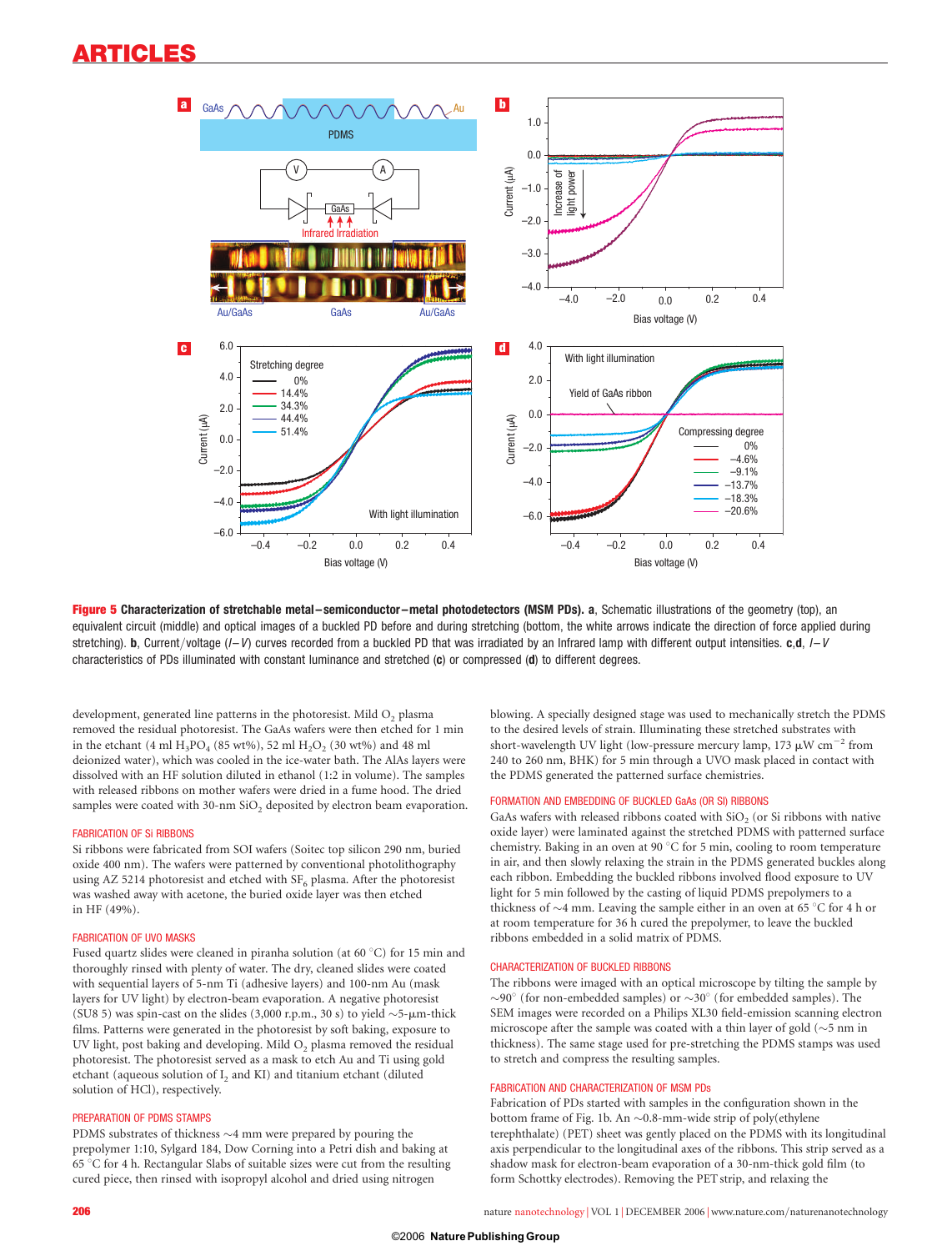**Figure 5 Characterization of stretchable metal–semiconductor–metal photodetectors (MSM PDs).** **a**, Schematic illustrations of the geometry (top), an equivalent circuit (middle) and optical images of a buckled PD before and during stretching (bottom, the white arrows indicate the direction of force applied during stretching). **b**, Current/voltage (*I*–*V*) curves recorded from a buckled PD that was irradiated by an Infrared lamp with different output intensities. **c**,**d**, *I*–*V* characteristics of PDs illuminated with constant luminance and stretched (**c**) or compressed (**d**) to different degrees.

development, generated line patterns in the photoresist. Mild $O_2$ plasma removed the residual photoresist. The GaAs wafers were then etched for 1 min in the etchant (4 ml $H_3PO_4$ (85 wt%), 52 ml $H_2O_2$ (30 wt%) and 48 ml deionized water), which was cooled in the ice-water bath. The AlAs layers were dissolved with an HF solution diluted in ethanol (1:2 in volume). The samples with released ribbons on mother wafers were dried in a fume hood. The dried samples were coated with 30-nm $SiO_2$ deposited by electron beam evaporation.

### FABRICATION OF Si RIBBONS

Si ribbons were fabricated from SOI wafers (Soitec top silicon 290 nm, buried oxide 400 nm). The wafers were patterned by conventional photolithography using AZ 5214 photoresist and etched with $SF_6$ plasma. After the photoresist was washed away with acetone, the buried oxide layer was then etched in HF (49%).

### FABRICATION OF UVO MASKS

Fused quartz slides were cleaned in piranha solution (at 60 °C) for 15 min and thoroughly rinsed with plenty of water. The dry, cleaned slides were coated with sequential layers of 5-nm Ti (adhesive layers) and 100-nm Au (mask layers for UV light) by electron-beam evaporation. A negative photoresist (SU8 5) was spin-cast on the slides (3,000 r.p.m., 30 s) to yield ~5-μm-thick films. Patterns were generated in the photoresist by soft baking, exposure to UV light, post baking and developing. Mild $O_2$ plasma removed the residual photoresist. The photoresist served as a mask to etch Au and Ti using gold etchant (aqueous solution of $I_2$ and KI) and titanium etchant (diluted solution of HCl), respectively.

### PREPARATION OF PDMS STAMPS

PDMS substrates of thickness ~4 mm were prepared by pouring the prepolymer 1:10, Sylgard 184, Dow Corning into a Petri dish and baking at 65 °C for 4 h. Rectangular Slabs of suitable sizes were cut from the resulting cured piece, then rinsed with isopropyl alcohol and dried using nitrogen blowing. A specially designed stage was used to mechanically stretch the PDMS to the desired levels of strain. Illuminating these stretched substrates with short-wavelength UV light (low-pressure mercury lamp, 173 μW $cm^{-2}$ from 240 to 260 nm, BHK) for 5 min through a UVO mask placed in contact with the PDMS generated the patterned surface chemistries.

### FORMATION AND EMBEDDING OF BUCKLED GaAs (OR Si) RIBBONS

GaAs wafers with released ribbons coated with $SiO_2$ (or Si ribbons with native oxide layer) were laminated against the stretched PDMS with patterned surface chemistry. Baking in an oven at 90 °C for 5 min, cooling to room temperature in air, and then slowly relaxing the strain in the PDMS generated buckles along each ribbon. Embedding the buckled ribbons involved flood exposure to UV light for 5 min followed by the casting of liquid PDMS prepolymers to a thickness of ~4 mm. Leaving the sample either in an oven at 65 °C for 4 h or at room temperature for 36 h cured the prepolymer, to leave the buckled ribbons embedded in a solid matrix of PDMS.

### CHARACTERIZATION OF BUCKLED RIBBONS

The ribbons were imaged with an optical microscope by tilting the sample by ~90° (for non-embedded samples) or ~30° (for embedded samples). The SEM images were recorded on a Philips XL30 field-emission scanning electron microscope after the sample was coated with a thin layer of gold (~5 nm in thickness). The same stage used for pre-stretching the PDMS stamps was used to stretch and compress the resulting samples.

### FABRICATION AND CHARACTERIZATION OF MSM PDs

Fabrication of PDs started with samples in the configuration shown in the bottom frame of Fig. 1b. An ~0.8-mm-wide strip of poly(ethylene terephthalate) (PET) sheet was gently placed on the PDMS with its longitudinal axis perpendicular to the longitudinal axes of the ribbons. This strip served as a shadow mask for electron-beam evaporation of a 30-nm-thick gold film (to form Schottky electrodes). Removing the PET strip, and relaxing the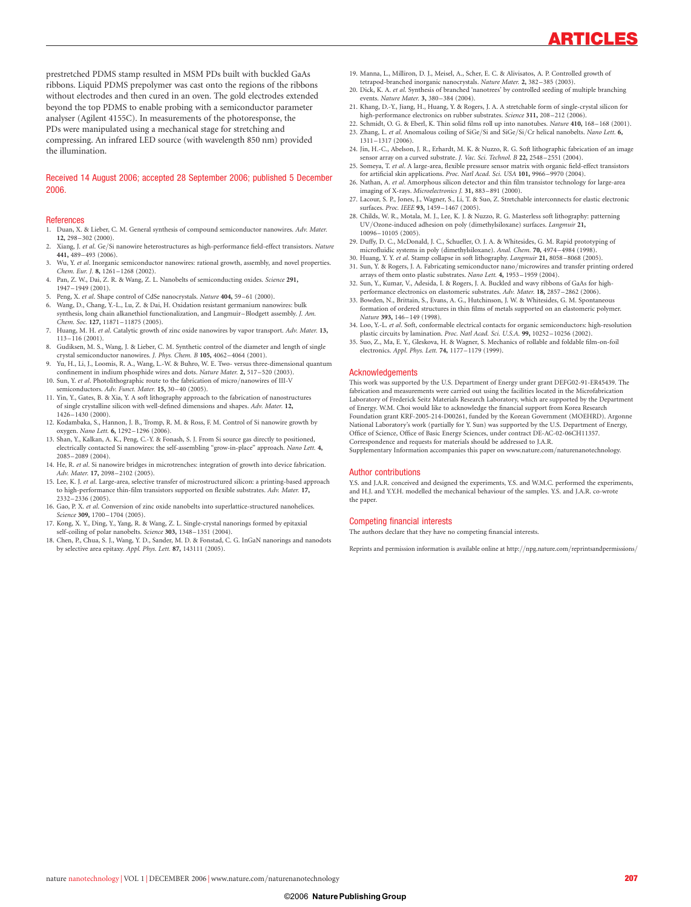prestretched PDMS stamp resulted in MSM PDs built with buckled GaAs ribbons. Liquid PDMS prepolymer was cast onto the regions of the ribbons without electrodes and then cured in an oven. The gold electrodes extended beyond the top PDMS to enable probing with a semiconductor parameter analyser (Agilent 4155C). In measurements of the photoresponse, the PDs were manipulated using a mechanical stage for stretching and compressing. An infrared LED source (with wavelength 850 nm) provided the illumination.

Received 14 August 2006; accepted 28 September 2006; published 5 December 2006.

## References

1. Duan, X. & Lieber, C. M. General synthesis of compound semiconductor nanowires. *Adv. Mater.* **12,** 298–302 (2000).
2. Xiang, J. *et al.* Ge/Si nanowire heterostructures as high-performance field-effect transistors. *Nature* **441,** 489–493 (2006).
3. Wu, Y. *et al.* Inorganic semiconductor nanowires: rational growth, assembly, and novel properties. *Chem. Eur. J.* **8,** 1261–1268 (2002).
4. Pan, Z. W., Dai, Z. R. & Wang, Z. L. Nanobelts of semiconducting oxides. *Science* **291,** 1947–1949 (2001).
5. Peng, X. *et al.* Shape control of CdSe nanocrystals. *Nature* **404,** 59–61 (2000).
6. Wang, D., Chang, Y.-L., Lu, Z. & Dai, H. Oxidation resistant germanium nanowires: bulk synthesis, long chain alkanethiol functionalization, and Langmuir–Blodgett assembly. *J. Am. Chem. Soc.* **127,** 11871–11875 (2005).
7. Huang, M. H. *et al.* Catalytic growth of zinc oxide nanowires by vapor transport. *Adv. Mater.* **13,** 113–116 (2001).
8. Gudiksen, M. S., Wang, J. & Lieber, C. M. Synthetic control of the diameter and length of single crystal semiconductor nanowires. *J. Phys. Chem. B* **105,** 4062–4064 (2001).
9. Yu, H., Li, J., Loomis, R. A., Wang, L.-W. & Buhro, W. E. Two- versus three-dimensional quantum confinement in indium phosphide wires and dots. *Nature Mater.* **2,** 517–520 (2003).
10. Sun, Y. *et al.* Photolithographic route to the fabrication of micro/nanowires of III-V semiconductors. *Adv. Funct. Mater.* **15,** 30–40 (2005).
11. Yin, Y., Gates, B. & Xia, Y. A soft lithography approach to the fabrication of nanostructures of single crystalline silicon with well-defined dimensions and shapes. *Adv. Mater.* **12,** 1426–1430 (2000).
12. Kodambaka, S., Hannon, J. B., Tromp, R. M. & Ross, F. M. Control of Si nanowire growth by oxygen. *Nano Lett.* **6,** 1292–1296 (2006).
13. Shan, Y., Kalkan, A. K., Peng, C.-Y. & Fonash, S. J. From Si source gas directly to positioned, electrically contacted Si nanowires: the self-assembling "grow-in-place" approach. *Nano Lett.* **4,** 2085–2089 (2004).
14. He, R. *et al.* Si nanowire bridges in microtrenches: integration of growth into device fabrication. *Adv. Mater.* **17,** 2098–2102 (2005).
15. Lee, K. J. *et al.* Large-area, selective transfer of microstructured silicon: a printing-based approach to high-performance thin-film transistors supported on flexible substrates. *Adv. Mater.* **17,** 2332–2336 (2005).
16. Gao, P. X. *et al.* Conversion of zinc oxide nanobelts into superlattice-structured nanohelices. *Science* **309,** 1700–1704 (2005).
17. Kong, X. Y., Ding, Y., Yang, R. & Wang, Z. L. Single-crystal nanorings formed by epitaxial self-coiling of polar nanobelts. *Science* **303,** 1348–1351 (2004).
18. Chen, P., Chua, S. J., Wang, Y. D., Sander, M. D. & Fonstad, C. G. InGaN nanorings and nanodots by selective area epitaxy. *Appl. Phys. Lett.* **87,** 143111 (2005).
19. Manna, L., Milliron, D. J., Meisel, A., Scher, E. C. & Alivisatos, A. P. Controlled growth of tetrapod-branched inorganic nanocrystals. *Nature Mater.* **2,** 382–385 (2003).
20. Dick, K. A. *et al.* Synthesis of branched 'nanotrees' by controlled seeding of multiple branching events. *Nature Mater.* **3,** 380–384 (2004).
21. Khang, D.-Y., Jiang, H., Huang, Y. & Rogers, J. A. A stretchable form of single-crystal silicon for high-performance electronics on rubber substrates. *Science* **311,** 208–212 (2006).
22. Schmidt, O. G. & Eberl, K. Thin solid films roll up into nanotubes. *Nature* **410,** 168–168 (2001).
23. Zhang, L. *et al.* Anomalous coiling of SiGe/Si and SiGe/Si/Cr helical nanobelts. *Nano Lett.* **6,** 1311–1317 (2006).
24. Jin, H.-C., Abelson, J. R., Erhardt, M. K. & Nuzzo, R. G. Soft lithographic fabrication of an image sensor array on a curved substrate. *J. Vac. Sci. Technol. B* **22,** 2548–2551 (2004).
25. Someya, T. *et al.* A large-area, flexible pressure sensor matrix with organic field-effect transistors for artificial skin applications. *Proc. Natl Acad. Sci. USA* **101,** 9966–9970 (2004).
26. Nathan, A. *et al.* Amorphous silicon detector and thin film transistor technology for large-area imaging of X-rays. *Microelectronics J.* **31,** 883–891 (2000).
27. Lacour, S. P., Jones, J., Wagner, S., Li, T. & Suo, Z. Stretchable interconnects for elastic electronic surfaces. *Proc. IEEE* **93,** 1459–1467 (2005).
28. Childs, W. R., Motala, M. J., Lee, K. J. & Nuzzo, R. G. Masterless soft lithography: patterning UV/Ozone-induced adhesion on poly (dimethylsiloxane) surfaces. *Langmuir* **21,** 10096–10105 (2005).
29. Duffy, D. C., McDonald, J. C., Schueller, O. J. A. & Whitesides, G. M. Rapid prototyping of microfluidic systems in poly (dimethylsiloxane). *Anal. Chem.* **70,** 4974–4984 (1998).
30. Huang, Y. Y. *et al.* Stamp collapse in soft lithography. *Langmuir* **21,** 8058–8068 (2005).
31. Sun, Y. & Rogers, J. A. Fabricating semiconductor nano/microwires and transfer printing ordered arrays of them onto plastic substrates. *Nano Lett.* **4,** 1953–1959 (2004).
32. Sun, Y., Kumar, V., Adesida, I. & Rogers, J. A. Buckled and wavy ribbons of GaAs for high-performance electronics on elastomeric substrates. *Adv. Mater.* **18,** 2857–2862 (2006).
33. Bowden, N., Brittain, S., Evans, A. G., Hutchinson, J. W. & Whitesides, G. M. Spontaneous formation of ordered structures in thin films of metals supported on an elastomeric polymer. *Nature* **393,** 146–149 (1998).
34. Loo, Y.-L. *et al.* Soft, conformable electrical contacts for organic semiconductors: high-resolution plastic circuits by lamination. *Proc. Natl Acad. Sci. U.S.A.* **99,** 10252–10256 (2002).
35. Suo, Z., Ma, E. Y., Gleskova, H. & Wagner, S. Mechanics of rollable and foldable film-on-foil electronics. *Appl. Phys. Lett.* **74,** 1177–1179 (1999).

## Acknowledgements

This work was supported by the U.S. Department of Energy under grant DEFG02-91-ER45439. The fabrication and measurements were carried out using the facilities located in the Microfabrication Laboratory of Frederick Seitz Materials Research Laboratory, which are supported by the Department of Energy. W.M. Choi would like to acknowledge the financial support from Korea Research Foundation grant KRF-2005-214-D00261, funded by the Korean Government (MOEHRD). Argonne National Laboratory's work (partially for Y. Sun) was supported by the U.S. Department of Energy, Office of Science, Office of Basic Energy Sciences, under contract DE-AC-02-06CH11357.
Correspondence and requests for materials should be addressed to J.A.R.
Supplementary Information accompanies this paper on www.nature.com/naturenanotechnology.

## Author contributions

Y.S. and J.A.R. conceived and designed the experiments, Y.S. and W.M.C. performed the experiments, and H.J. and Y.Y.H. modelled the mechanical behaviour of the samples. Y.S. and J.A.R. co-wrote the paper.

## Competing financial interests

The authors declare that they have no competing financial interests.

Reprints and permission information is available online at http://npg.nature.com/reprintsandpermissions/